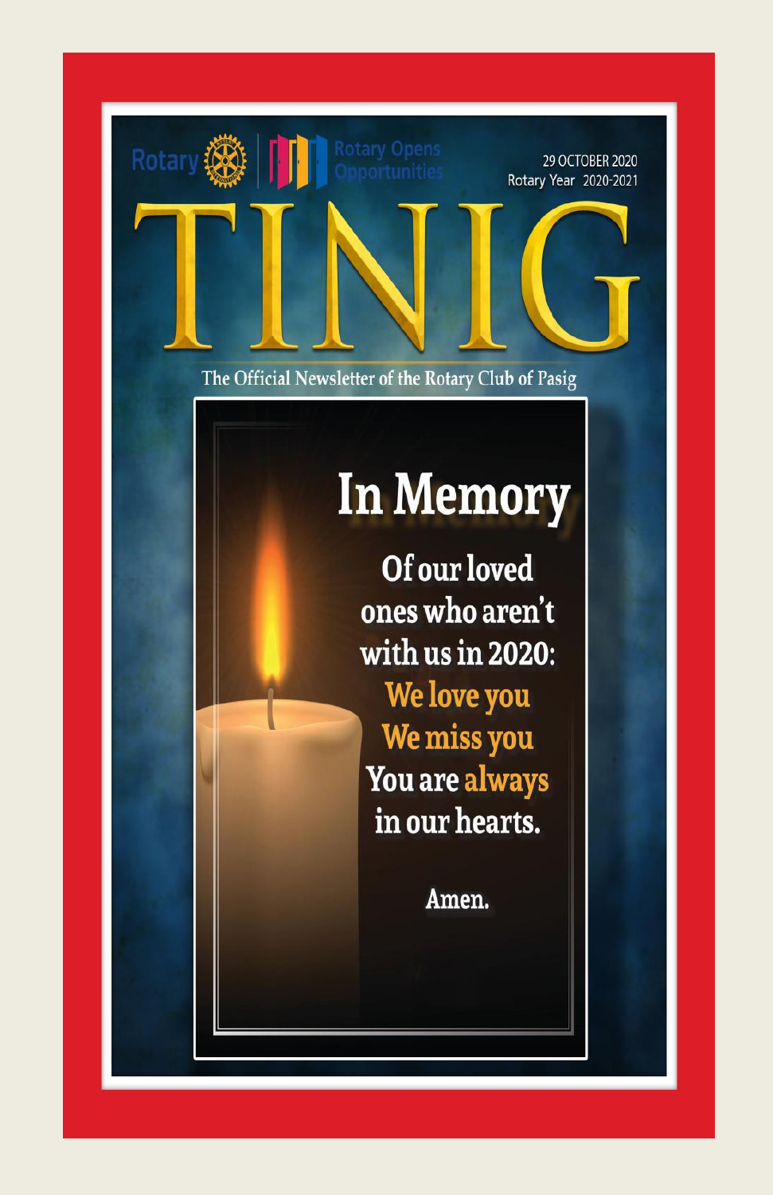Rotary | Rotary Opens Opportunities

29 OCTOBER 2020
Rotary Year 2020-2021

# TINIG

The Official Newsletter of the Rotary Club of Pasig

## In Memory

Of our loved ones who aren't with us in 2020:
We love you
We miss you
You are always in our hearts.

Amen.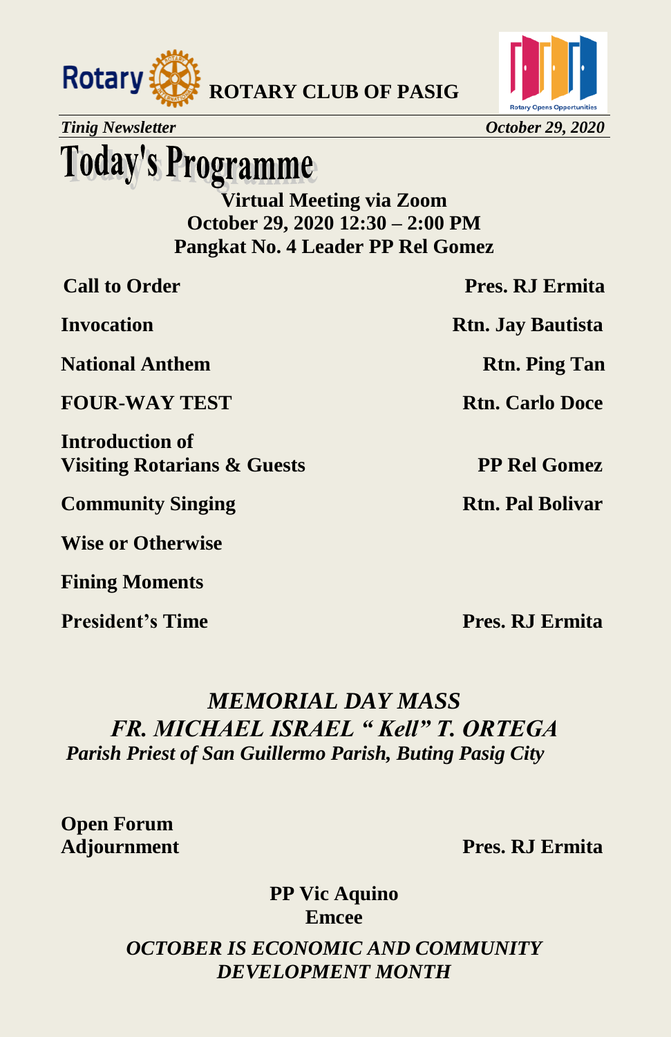# Today's Programme

**Virtual Meeting via Zoom**
**October 29, 2020 12:30 – 2:00 PM**
**Pangkat No. 4 Leader PP Rel Gomez**

| | |
|---|---|
| **Call to Order** | **Pres. RJ Ermita** |
| **Invocation** | **Rtn. Jay Bautista** |
| **National Anthem** | **Rtn. Ping Tan** |
| **FOUR-WAY TEST** | **Rtn. Carlo Doce** |
| **Introduction of Visiting Rotarians & Guests** | **PP Rel Gomez** |
| **Community Singing** | **Rtn. Pal Bolivar** |
| **Wise or Otherwise** | |
| **Fining Moments** | |
| **President's Time** | **Pres. RJ Ermita** |

***MEMORIAL DAY MASS***
***FR. MICHAEL ISRAEL " Kell" T. ORTEGA***
***Parish Priest of San Guillermo Parish, Buting Pasig City***

| | |
|---|---|
| **Open Forum** | |
| **Adjournment** | **Pres. RJ Ermita** |

**PP Vic Aquino**
**Emcee**

***OCTOBER IS ECONOMIC AND COMMUNITY DEVELOPMENT MONTH***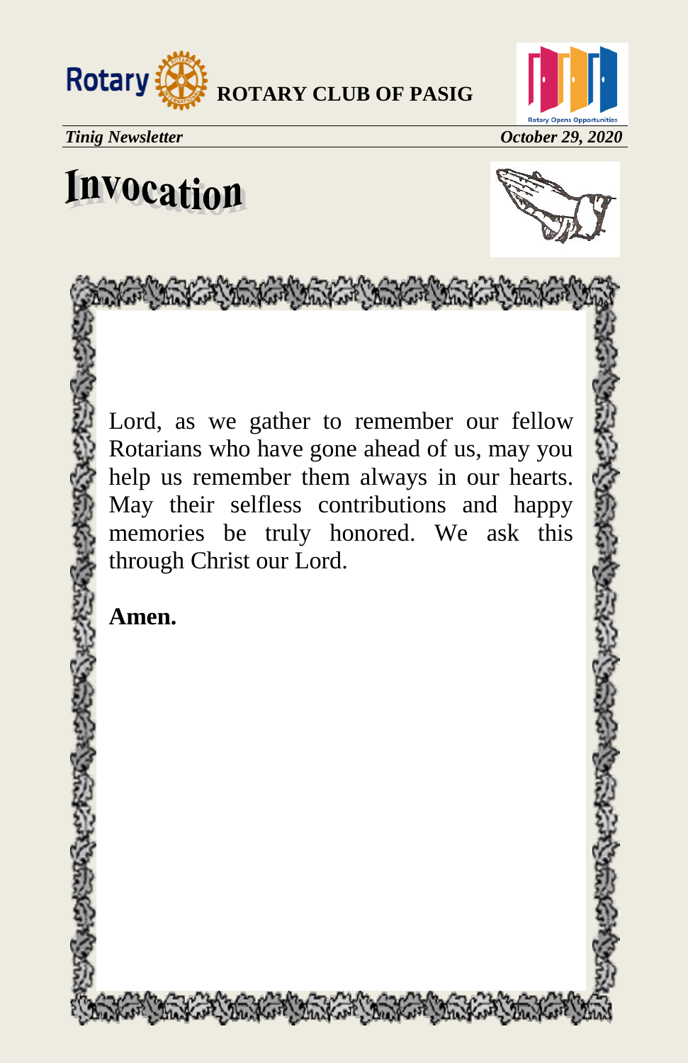# Invocation

Lord, as we gather to remember our fellow Rotarians who have gone ahead of us, may you help us remember them always in our hearts. May their selfless contributions and happy memories be truly honored. We ask this through Christ our Lord.

**Amen.**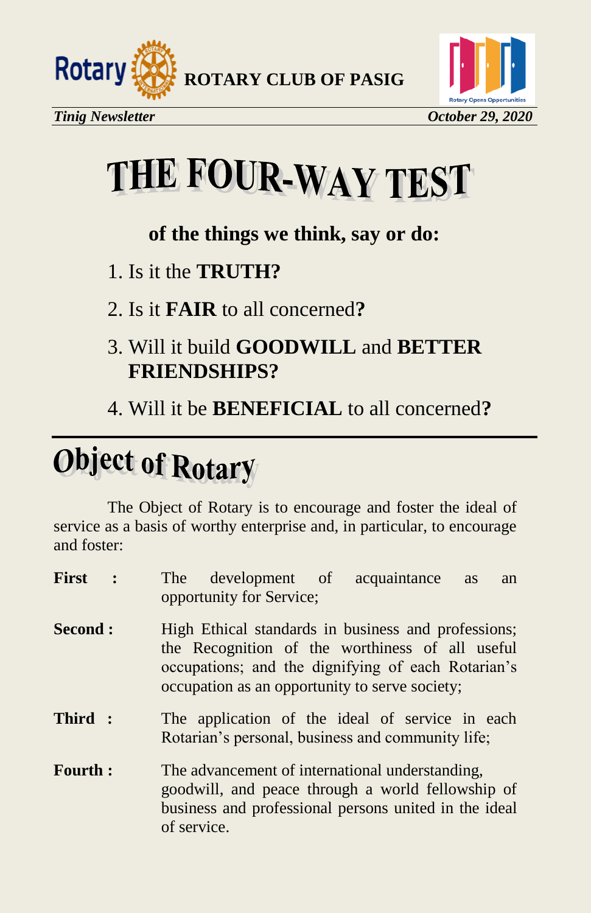# THE FOUR-WAY TEST

**of the things we think, say or do:**

1. Is it the **TRUTH?**
2. Is it **FAIR** to all concerned**?**
3. Will it build **GOODWILL** and **BETTER FRIENDSHIPS?**
4. Will it be **BENEFICIAL** to all concerned**?**

---

# Object of Rotary

The Object of Rotary is to encourage and foster the ideal of service as a basis of worthy enterprise and, in particular, to encourage and foster:

**First :** The development of acquaintance as an opportunity for Service;

**Second :** High Ethical standards in business and professions; the Recognition of the worthiness of all useful occupations; and the dignifying of each Rotarian's occupation as an opportunity to serve society;

**Third :** The application of the ideal of service in each Rotarian's personal, business and community life;

**Fourth :** The advancement of international understanding, goodwill, and peace through a world fellowship of business and professional persons united in the ideal of service.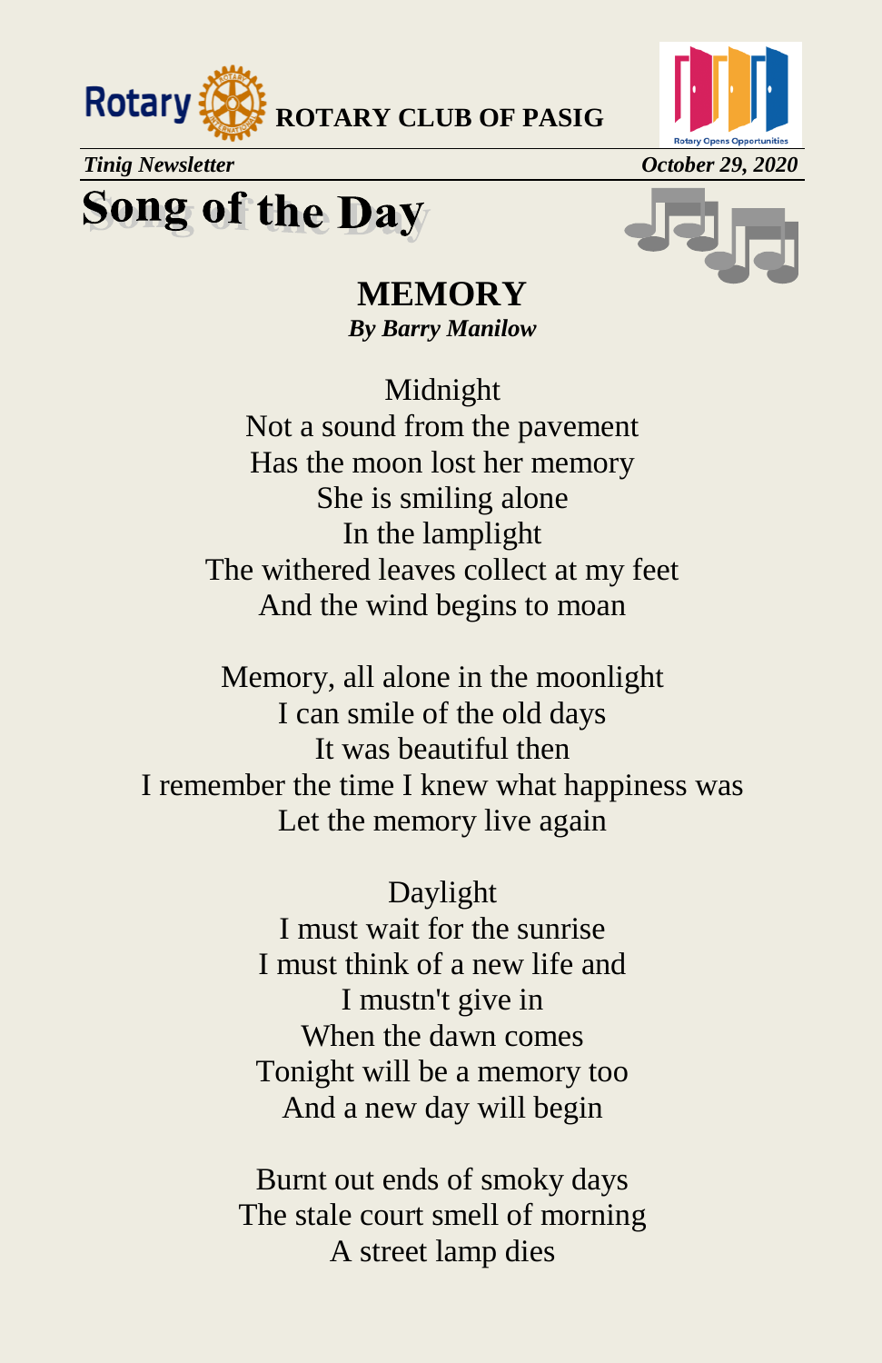# Song of the Day

## MEMORY

***By Barry Manilow***

Midnight
Not a sound from the pavement
Has the moon lost her memory
She is smiling alone
In the lamplight
The withered leaves collect at my feet
And the wind begins to moan

Memory, all alone in the moonlight
I can smile of the old days
It was beautiful then
I remember the time I knew what happiness was
Let the memory live again

Daylight
I must wait for the sunrise
I must think of a new life and
I mustn't give in
When the dawn comes
Tonight will be a memory too
And a new day will begin

Burnt out ends of smoky days
The stale court smell of morning
A street lamp dies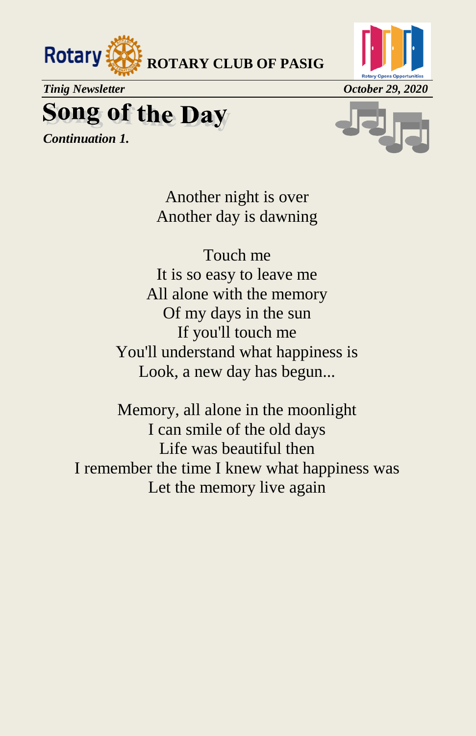# Song of the Day

***Continuation 1.***

Another night is over
Another day is dawning

Touch me
It is so easy to leave me
All alone with the memory
Of my days in the sun
If you'll touch me
You'll understand what happiness is
Look, a new day has begun...

Memory, all alone in the moonlight
I can smile of the old days
Life was beautiful then
I remember the time I knew what happiness was
Let the memory live again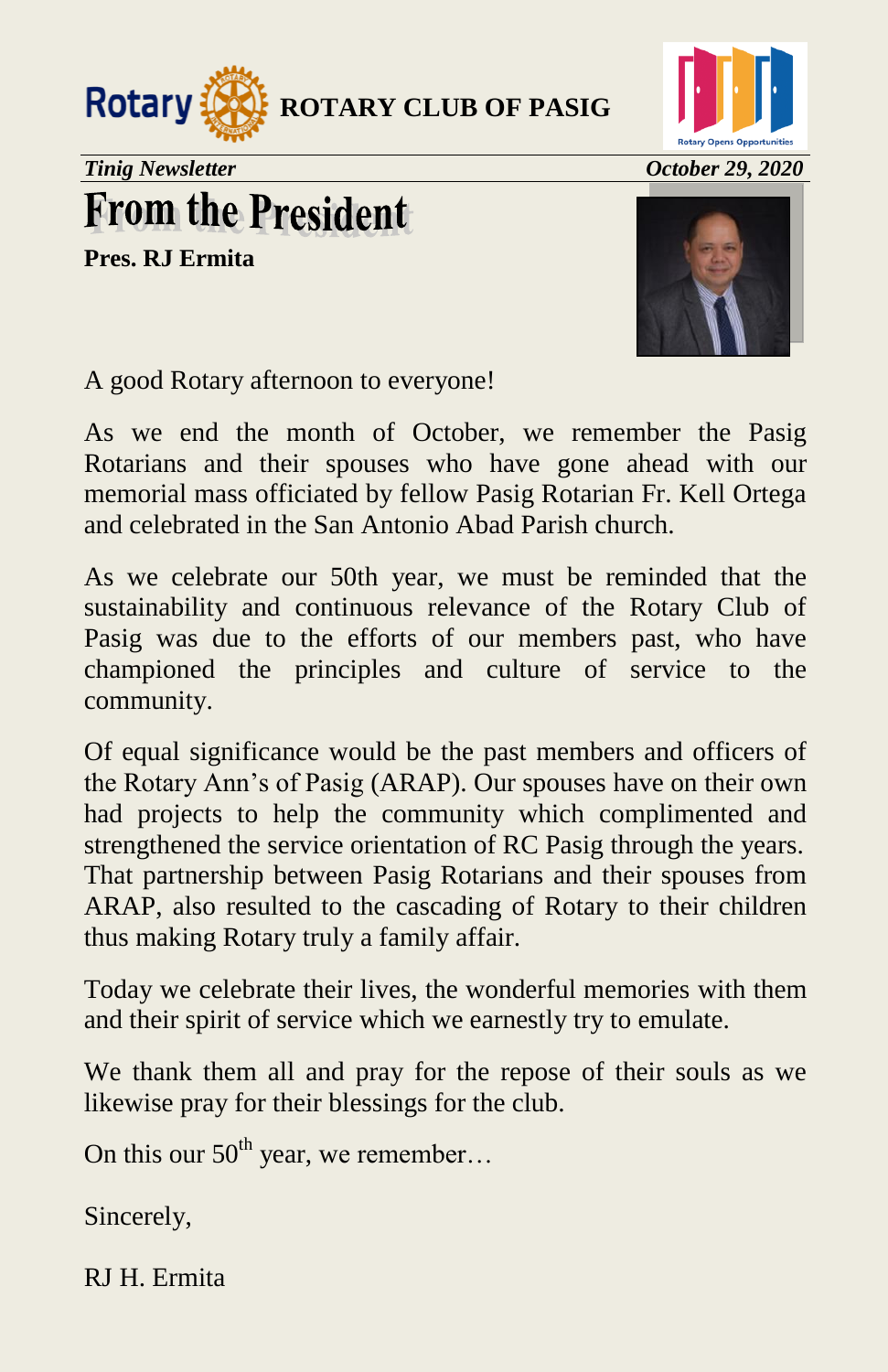# From the President

**Pres. RJ Ermita**

A good Rotary afternoon to everyone!

As we end the month of October, we remember the Pasig Rotarians and their spouses who have gone ahead with our memorial mass officiated by fellow Pasig Rotarian Fr. Kell Ortega and celebrated in the San Antonio Abad Parish church.

As we celebrate our 50th year, we must be reminded that the sustainability and continuous relevance of the Rotary Club of Pasig was due to the efforts of our members past, who have championed the principles and culture of service to the community.

Of equal significance would be the past members and officers of the Rotary Ann's of Pasig (ARAP). Our spouses have on their own had projects to help the community which complimented and strengthened the service orientation of RC Pasig through the years. That partnership between Pasig Rotarians and their spouses from ARAP, also resulted to the cascading of Rotary to their children thus making Rotary truly a family affair.

Today we celebrate their lives, the wonderful memories with them and their spirit of service which we earnestly try to emulate.

We thank them all and pray for the repose of their souls as we likewise pray for their blessings for the club.

On this our 50th year, we remember…

Sincerely,

RJ H. Ermita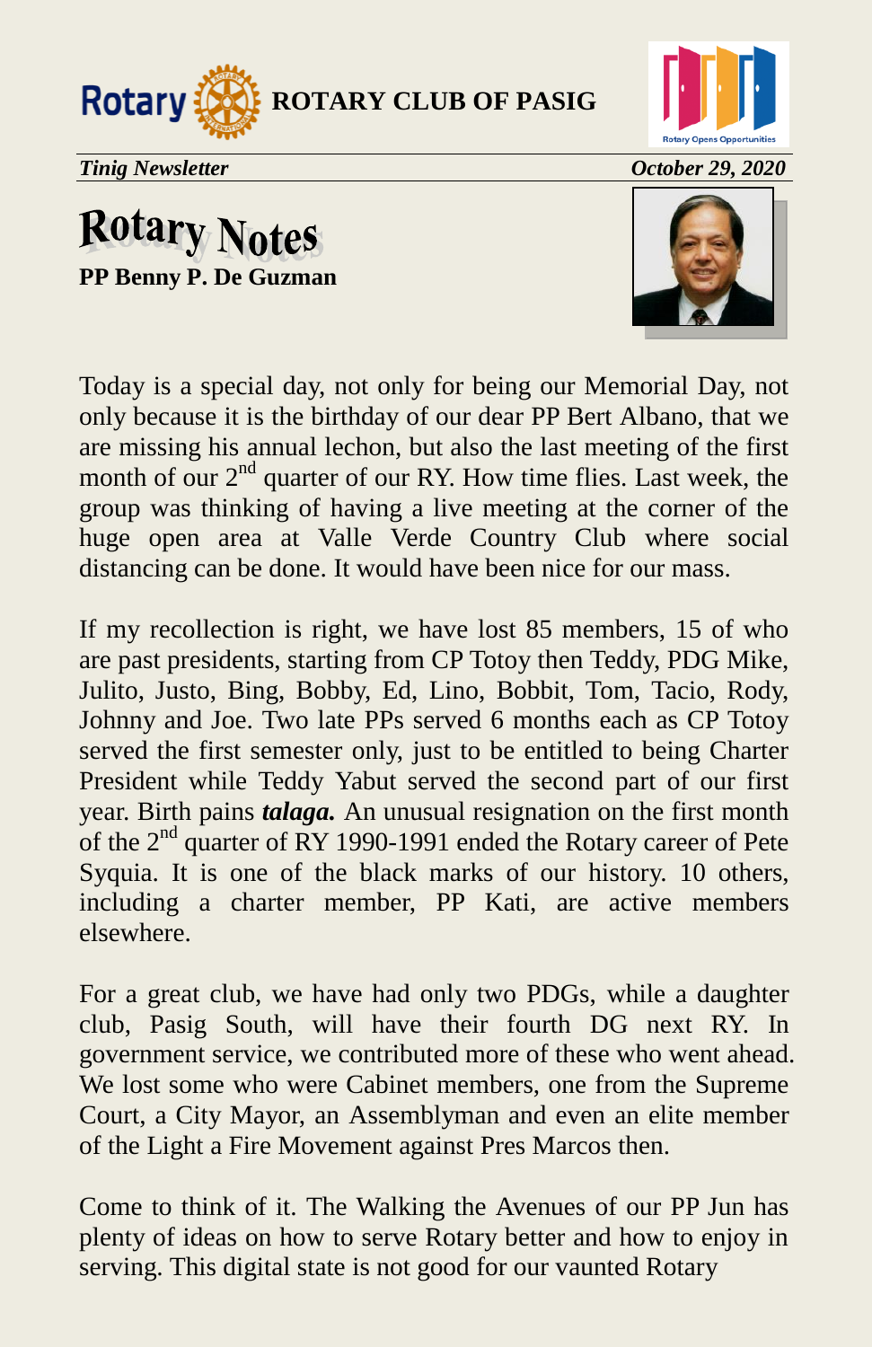**ROTARY CLUB OF PASIG**

*Tinig Newsletter* *October 29, 2020*

# Rotary Notes

**PP Benny P. De Guzman**

Today is a special day, not only for being our Memorial Day, not only because it is the birthday of our dear PP Bert Albano, that we are missing his annual lechon, but also the last meeting of the first month of our 2nd quarter of our RY. How time flies. Last week, the group was thinking of having a live meeting at the corner of the huge open area at Valle Verde Country Club where social distancing can be done. It would have been nice for our mass.

If my recollection is right, we have lost 85 members, 15 of who are past presidents, starting from CP Totoy then Teddy, PDG Mike, Julito, Justo, Bing, Bobby, Ed, Lino, Bobbit, Tom, Tacio, Rody, Johnny and Joe. Two late PPs served 6 months each as CP Totoy served the first semester only, just to be entitled to being Charter President while Teddy Yabut served the second part of our first year. Birth pains ***talaga.*** An unusual resignation on the first month of the 2nd quarter of RY 1990-1991 ended the Rotary career of Pete Syquia. It is one of the black marks of our history. 10 others, including a charter member, PP Kati, are active members elsewhere.

For a great club, we have had only two PDGs, while a daughter club, Pasig South, will have their fourth DG next RY. In government service, we contributed more of these who went ahead. We lost some who were Cabinet members, one from the Supreme Court, a City Mayor, an Assemblyman and even an elite member of the Light a Fire Movement against Pres Marcos then.

Come to think of it. The Walking the Avenues of our PP Jun has plenty of ideas on how to serve Rotary better and how to enjoy in serving. This digital state is not good for our vaunted Rotary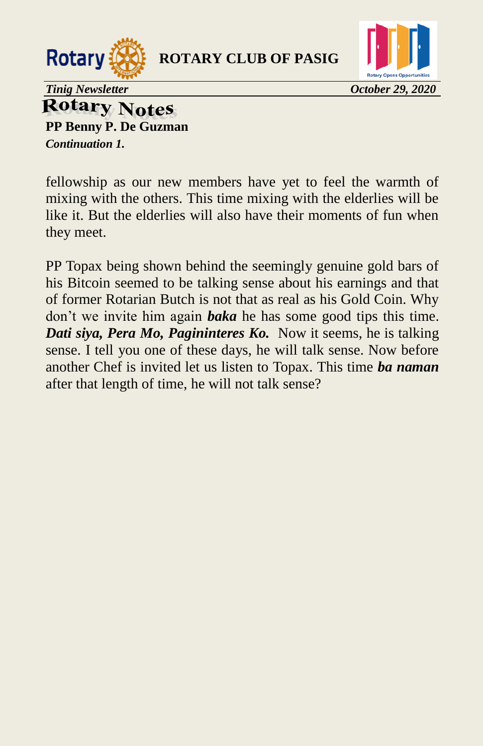# Rotary Notes

**PP Benny P. De Guzman**

***Continuation 1.***

fellowship as our new members have yet to feel the warmth of mixing with the others. This time mixing with the elderlies will be like it. But the elderlies will also have their moments of fun when they meet.

PP Topax being shown behind the seemingly genuine gold bars of his Bitcoin seemed to be talking sense about his earnings and that of former Rotarian Butch is not that as real as his Gold Coin. Why don't we invite him again ***baka*** he has some good tips this time. ***Dati siya, Pera Mo, Paginenteres Ko.*** Now it seems, he is talking sense. I tell you one of these days, he will talk sense. Now before another Chef is invited let us listen to Topax. This time ***ba naman*** after that length of time, he will not talk sense?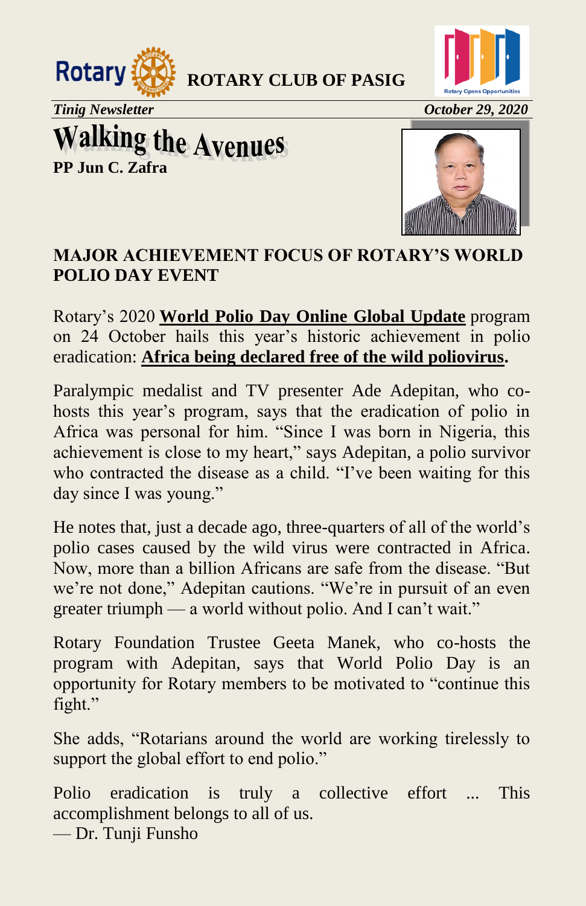**ROTARY CLUB OF PASIG**

*Tinig Newsletter* *October 29, 2020*

# Walking the Avenues

**PP Jun C. Zafra**

## MAJOR ACHIEVEMENT FOCUS OF ROTARY'S WORLD POLIO DAY EVENT

Rotary's 2020 **World Polio Day Online Global Update** program on 24 October hails this year's historic achievement in polio eradication: **Africa being declared free of the wild poliovirus.**

Paralympic medalist and TV presenter Ade Adepitan, who co-hosts this year's program, says that the eradication of polio in Africa was personal for him. "Since I was born in Nigeria, this achievement is close to my heart," says Adepitan, a polio survivor who contracted the disease as a child. "I've been waiting for this day since I was young."

He notes that, just a decade ago, three-quarters of all of the world's polio cases caused by the wild virus were contracted in Africa. Now, more than a billion Africans are safe from the disease. "But we're not done," Adepitan cautions. "We're in pursuit of an even greater triumph — a world without polio. And I can't wait."

Rotary Foundation Trustee Geeta Manek, who co-hosts the program with Adepitan, says that World Polio Day is an opportunity for Rotary members to be motivated to "continue this fight."

She adds, "Rotarians around the world are working tirelessly to support the global effort to end polio."

Polio eradication is truly a collective effort ... This accomplishment belongs to all of us.
— Dr. Tunji Funsho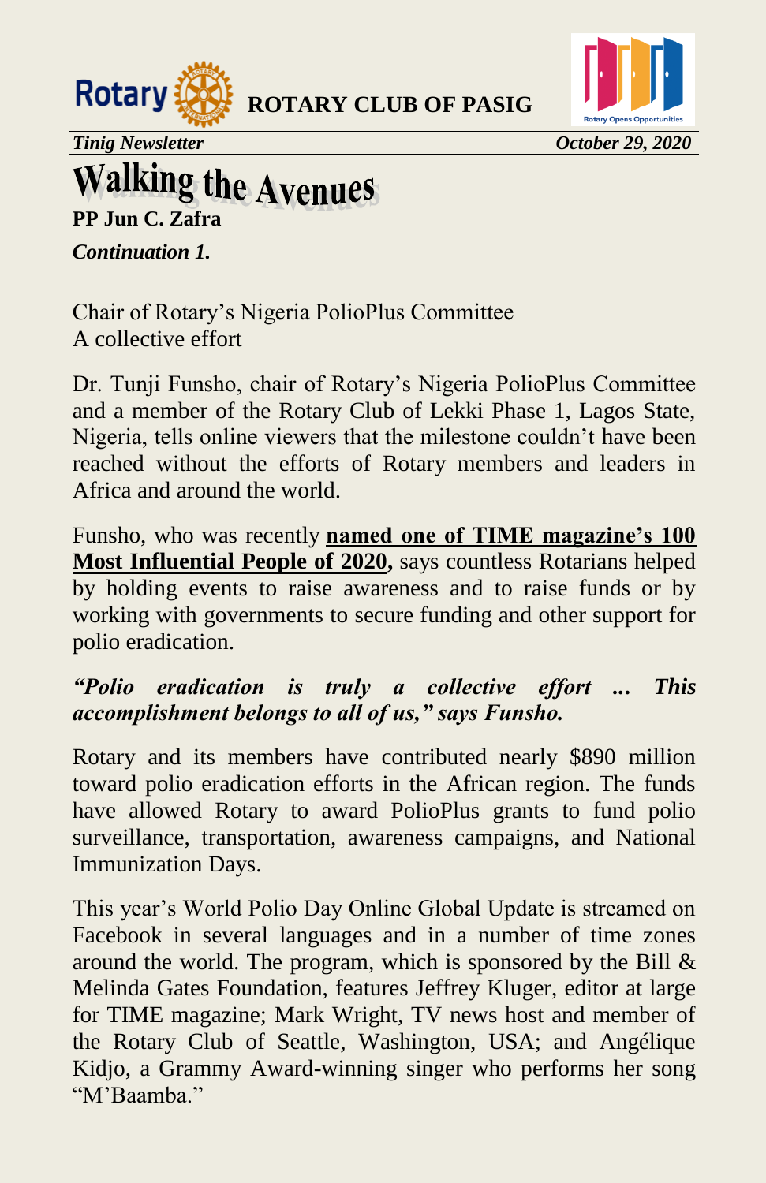# Walking the Avenues

**PP Jun C. Zafra**

***Continuation 1.***

Chair of Rotary's Nigeria PolioPlus Committee
A collective effort

Dr. Tunji Funsho, chair of Rotary's Nigeria PolioPlus Committee and a member of the Rotary Club of Lekki Phase 1, Lagos State, Nigeria, tells online viewers that the milestone couldn't have been reached without the efforts of Rotary members and leaders in Africa and around the world.

Funsho, who was recently **named one of TIME magazine's 100 Most Influential People of 2020,** says countless Rotarians helped by holding events to raise awareness and to raise funds or by working with governments to secure funding and other support for polio eradication.

***"Polio eradication is truly a collective effort ... This accomplishment belongs to all of us," says Funsho.***

Rotary and its members have contributed nearly $890 million toward polio eradication efforts in the African region. The funds have allowed Rotary to award PolioPlus grants to fund polio surveillance, transportation, awareness campaigns, and National Immunization Days.

This year's World Polio Day Online Global Update is streamed on Facebook in several languages and in a number of time zones around the world. The program, which is sponsored by the Bill & Melinda Gates Foundation, features Jeffrey Kluger, editor at large for TIME magazine; Mark Wright, TV news host and member of the Rotary Club of Seattle, Washington, USA; and Angélique Kidjo, a Grammy Award-winning singer who performs her song "M'Baamba."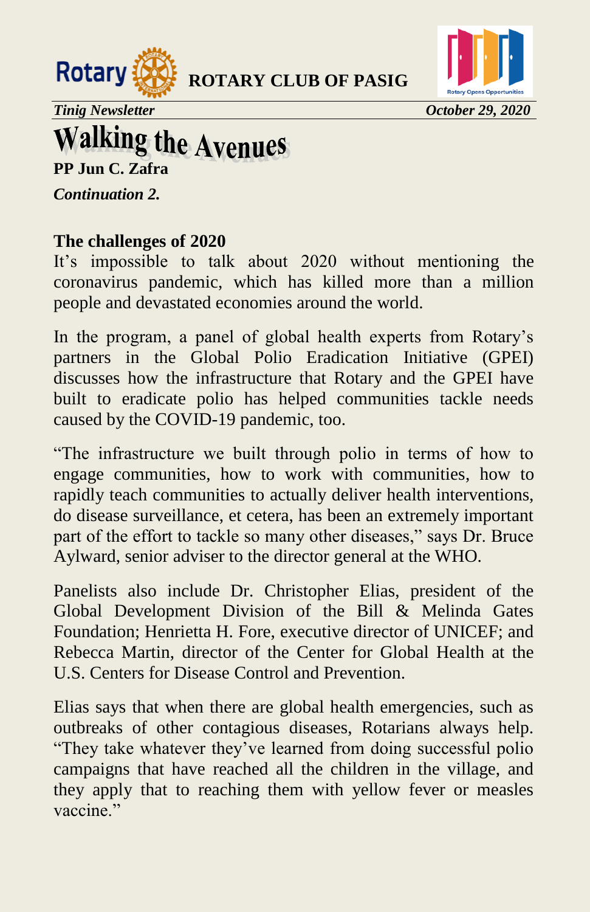# Walking the Avenues

**PP Jun C. Zafra**

***Continuation 2.***

## The challenges of 2020

It's impossible to talk about 2020 without mentioning the coronavirus pandemic, which has killed more than a million people and devastated economies around the world.

In the program, a panel of global health experts from Rotary's partners in the Global Polio Eradication Initiative (GPEI) discusses how the infrastructure that Rotary and the GPEI have built to eradicate polio has helped communities tackle needs caused by the COVID-19 pandemic, too.

"The infrastructure we built through polio in terms of how to engage communities, how to work with communities, how to rapidly teach communities to actually deliver health interventions, do disease surveillance, et cetera, has been an extremely important part of the effort to tackle so many other diseases," says Dr. Bruce Aylward, senior adviser to the director general at the WHO.

Panelists also include Dr. Christopher Elias, president of the Global Development Division of the Bill & Melinda Gates Foundation; Henrietta H. Fore, executive director of UNICEF; and Rebecca Martin, director of the Center for Global Health at the U.S. Centers for Disease Control and Prevention.

Elias says that when there are global health emergencies, such as outbreaks of other contagious diseases, Rotarians always help. "They take whatever they've learned from doing successful polio campaigns that have reached all the children in the village, and they apply that to reaching them with yellow fever or measles vaccine."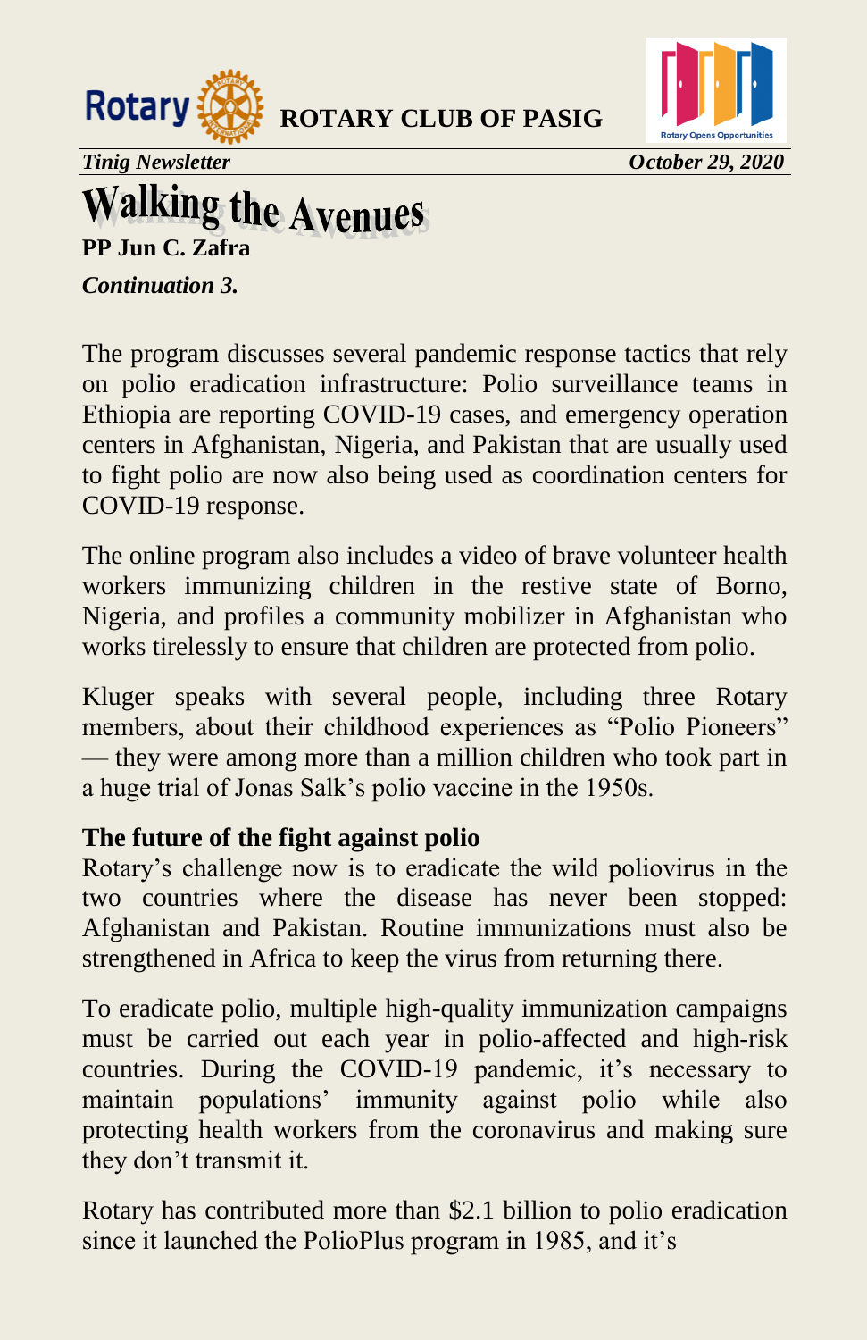# Walking the Avenues

**PP Jun C. Zafra**

***Continuation 3.***

The program discusses several pandemic response tactics that rely on polio eradication infrastructure: Polio surveillance teams in Ethiopia are reporting COVID-19 cases, and emergency operation centers in Afghanistan, Nigeria, and Pakistan that are usually used to fight polio are now also being used as coordination centers for COVID-19 response.

The online program also includes a video of brave volunteer health workers immunizing children in the restive state of Borno, Nigeria, and profiles a community mobilizer in Afghanistan who works tirelessly to ensure that children are protected from polio.

Kluger speaks with several people, including three Rotary members, about their childhood experiences as "Polio Pioneers" — they were among more than a million children who took part in a huge trial of Jonas Salk's polio vaccine in the 1950s.

**The future of the fight against polio**

Rotary's challenge now is to eradicate the wild poliovirus in the two countries where the disease has never been stopped: Afghanistan and Pakistan. Routine immunizations must also be strengthened in Africa to keep the virus from returning there.

To eradicate polio, multiple high-quality immunization campaigns must be carried out each year in polio-affected and high-risk countries. During the COVID-19 pandemic, it's necessary to maintain populations' immunity against polio while also protecting health workers from the coronavirus and making sure they don't transmit it.

Rotary has contributed more than $2.1 billion to polio eradication since it launched the PolioPlus program in 1985, and it's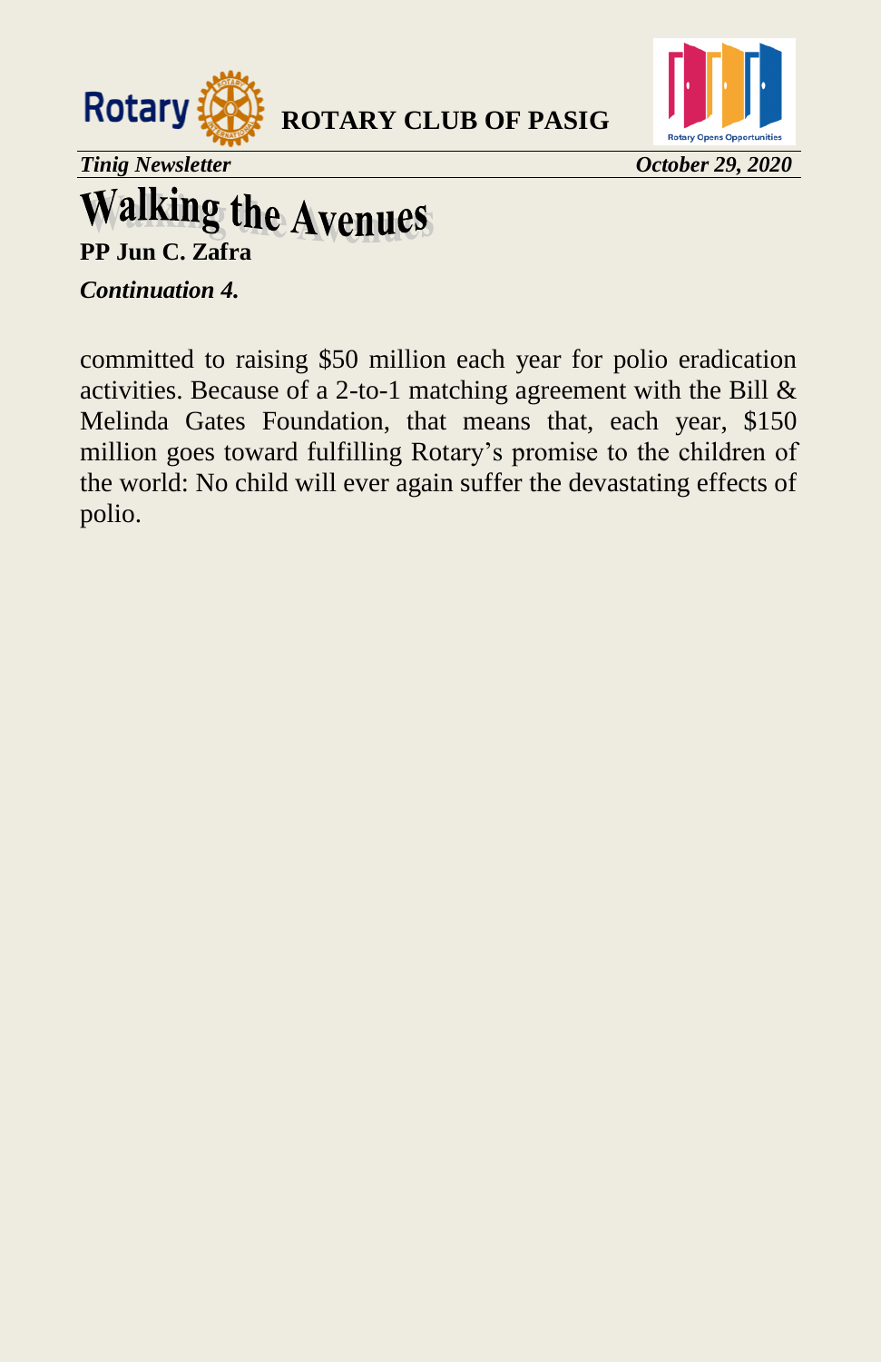# Walking the Avenues

**PP Jun C. Zafra**

***Continuation 4.***

committed to raising $50 million each year for polio eradication activities. Because of a 2-to-1 matching agreement with the Bill & Melinda Gates Foundation, that means that, each year, $150 million goes toward fulfilling Rotary's promise to the children of the world: No child will ever again suffer the devastating effects of polio.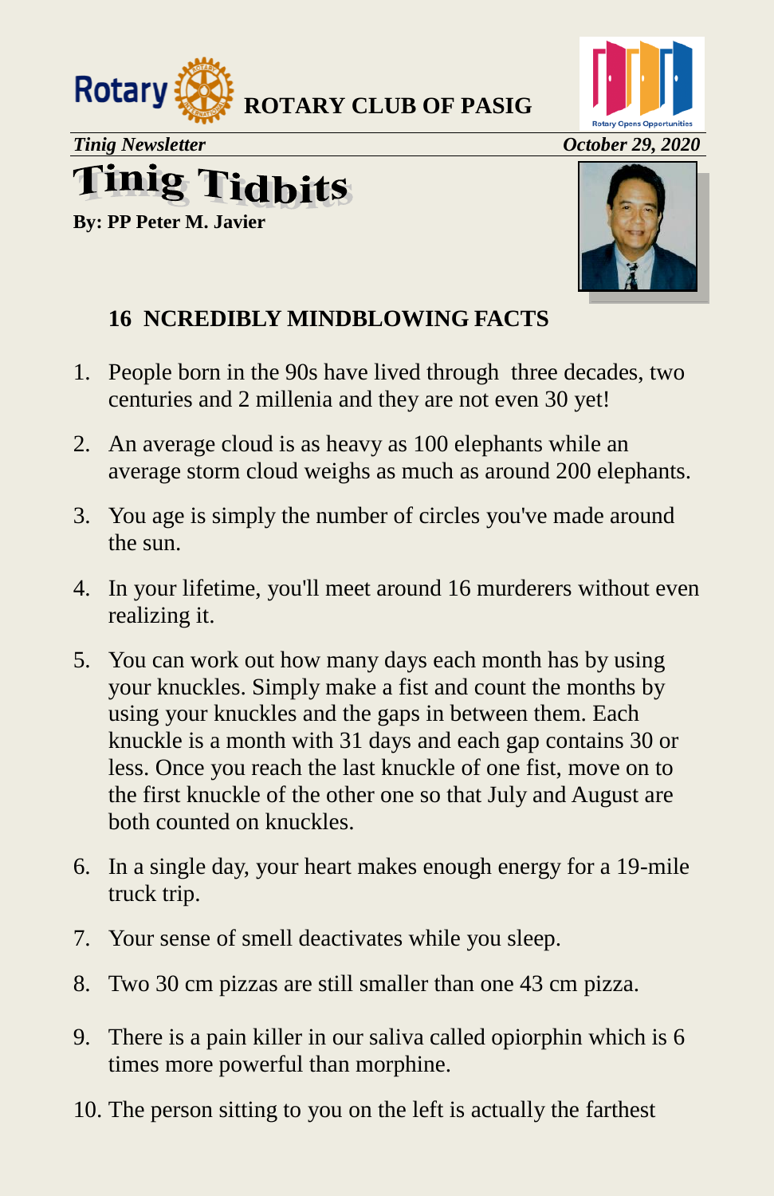**ROTARY CLUB OF PASIG**

*Ting Newsletter* *October 29, 2020*

# Tinig Tidbits

**By: PP Peter M. Javier**

**16 NCREDIBLY MINDBLOWING FACTS**

1. People born in the 90s have lived through three decades, two centuries and 2 millenia and they are not even 30 yet!
2. An average cloud is as heavy as 100 elephants while an average storm cloud weighs as much as around 200 elephants.
3. You age is simply the number of circles you've made around the sun.
4. In your lifetime, you'll meet around 16 murderers without even realizing it.
5. You can work out how many days each month has by using your knuckles. Simply make a fist and count the months by using your knuckles and the gaps in between them. Each knuckle is a month with 31 days and each gap contains 30 or less. Once you reach the last knuckle of one fist, move on to the first knuckle of the other one so that July and August are both counted on knuckles.
6. In a single day, your heart makes enough energy for a 19-mile truck trip.
7. Your sense of smell deactivates while you sleep.
8. Two 30 cm pizzas are still smaller than one 43 cm pizza.
9. There is a pain killer in our saliva called opiorphin which is 6 times more powerful than morphine.
10. The person sitting to you on the left is actually the farthest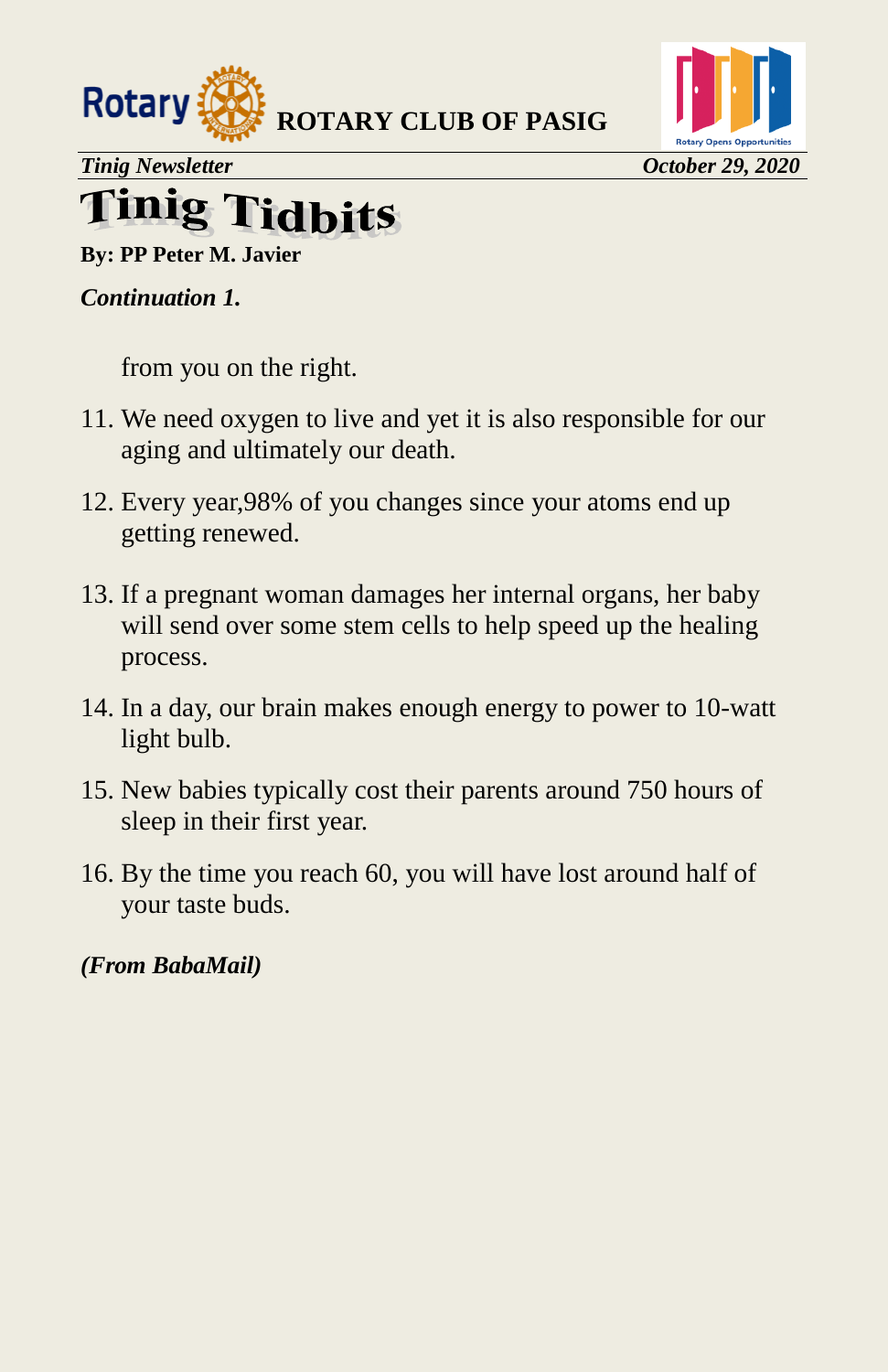# Tinig Tidbits

**By: PP Peter M. Javier**

***Continuation 1.***

from you on the right.

11. We need oxygen to live and yet it is also responsible for our aging and ultimately our death.
12. Every year,98% of you changes since your atoms end up getting renewed.
13. If a pregnant woman damages her internal organs, her baby will send over some stem cells to help speed up the healing process.
14. In a day, our brain makes enough energy to power to 10-watt light bulb.
15. New babies typically cost their parents around 750 hours of sleep in their first year.
16. By the time you reach 60, you will have lost around half of your taste buds.

***(From BabaMail)***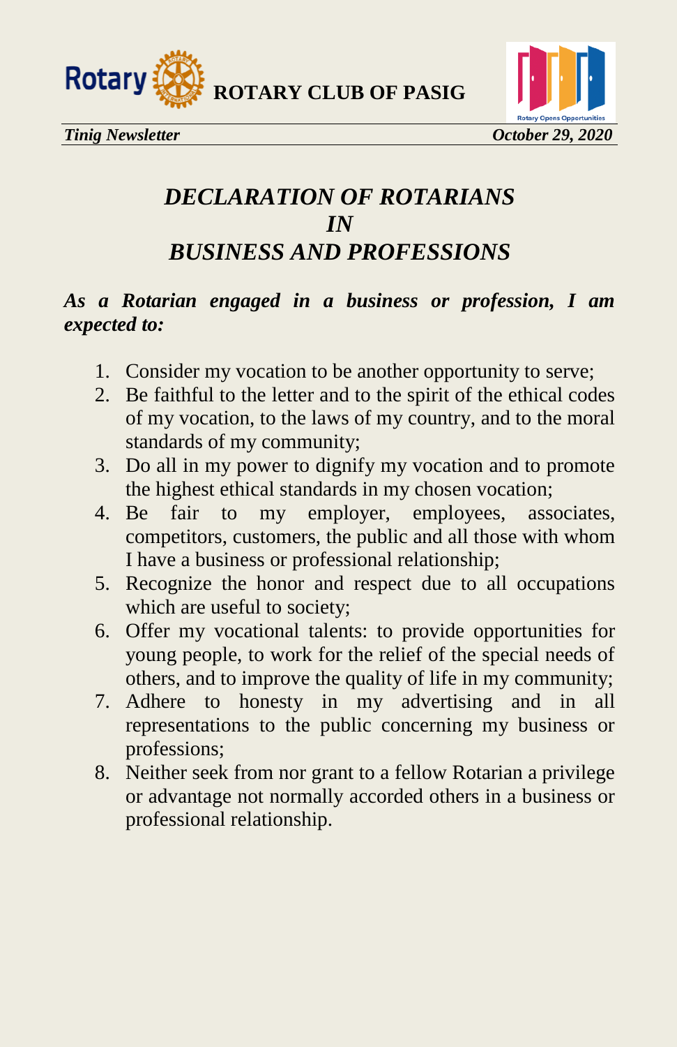# *DECLARATION OF ROTARIANS IN BUSINESS AND PROFESSIONS*

***As a Rotarian engaged in a business or profession, I am expected to:***

1. Consider my vocation to be another opportunity to serve;
2. Be faithful to the letter and to the spirit of the ethical codes of my vocation, to the laws of my country, and to the moral standards of my community;
3. Do all in my power to dignify my vocation and to promote the highest ethical standards in my chosen vocation;
4. Be fair to my employer, employees, associates, competitors, customers, the public and all those with whom I have a business or professional relationship;
5. Recognize the honor and respect due to all occupations which are useful to society;
6. Offer my vocational talents: to provide opportunities for young people, to work for the relief of the special needs of others, and to improve the quality of life in my community;
7. Adhere to honesty in my advertising and in all representations to the public concerning my business or professions;
8. Neither seek from nor grant to a fellow Rotarian a privilege or advantage not normally accorded others in a business or professional relationship.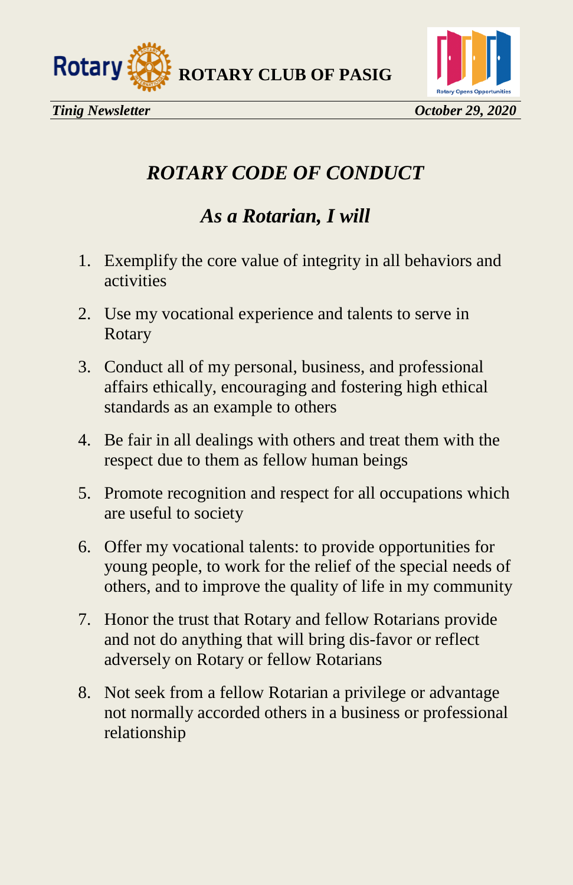# *ROTARY CODE OF CONDUCT*

## *As a Rotarian, I will*

1. Exemplify the core value of integrity in all behaviors and activities

2. Use my vocational experience and talents to serve in Rotary

3. Conduct all of my personal, business, and professional affairs ethically, encouraging and fostering high ethical standards as an example to others

4. Be fair in all dealings with others and treat them with the respect due to them as fellow human beings

5. Promote recognition and respect for all occupations which are useful to society

6. Offer my vocational talents: to provide opportunities for young people, to work for the relief of the special needs of others, and to improve the quality of life in my community

7. Honor the trust that Rotary and fellow Rotarians provide and not do anything that will bring dis-favor or reflect adversely on Rotary or fellow Rotarians

8. Not seek from a fellow Rotarian a privilege or advantage not normally accorded others in a business or professional relationship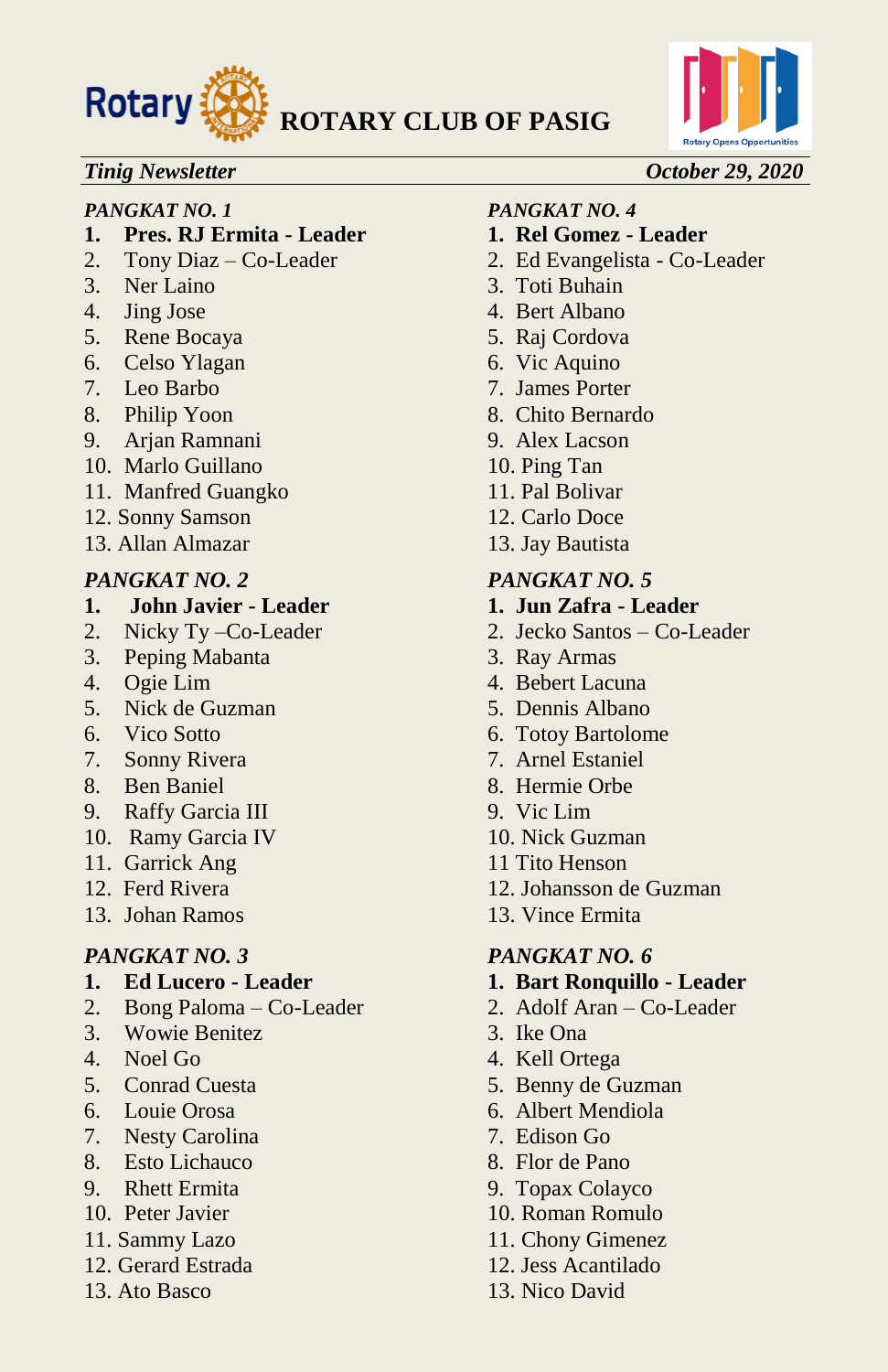## ROTARY CLUB OF PASIG

*Tinig Newsletter* — *October 29, 2020*

*PANGKAT NO. 1*

1. **Pres. RJ Ermita - Leader**
2. Tony Diaz – Co-Leader
3. Ner Laino
4. Jing Jose
5. Rene Bocaya
6. Celso Ylagan
7. Leo Barbo
8. Philip Yoon
9. Arjan Ramnani
10. Marlo Guillano
11. Manfred Guangko
12. Sonny Samson
13. Allan Almazar

*PANGKAT NO. 2*

1. **John Javier - Leader**
2. Nicky Ty –Co-Leader
3. Peping Mabanta
4. Ogie Lim
5. Nick de Guzman
6. Vico Sotto
7. Sonny Rivera
8. Ben Baniel
9. Raffy Garcia III
10. Ramy Garcia IV
11. Garrick Ang
12. Ferd Rivera
13. Johan Ramos

*PANGKAT NO. 3*

1. **Ed Lucero - Leader**
2. Bong Paloma – Co-Leader
3. Wowie Benitez
4. Noel Go
5. Conrad Cuesta
6. Louie Orosa
7. Nesty Carolina
8. Esto Lichauco
9. Rhett Ermita
10. Peter Javier
11. Sammy Lazo
12. Gerard Estrada
13. Ato Basco

*PANGKAT NO. 4*

1. **Rel Gomez - Leader**
2. Ed Evangelista - Co-Leader
3. Toti Buhain
4. Bert Albano
5. Raj Cordova
6. Vic Aquino
7. James Porter
8. Chito Bernardo
9. Alex Lacson
10. Ping Tan
11. Pal Bolivar
12. Carlo Doce
13. Jay Bautista

*PANGKAT NO. 5*

1. **Jun Zafra - Leader**
2. Jecko Santos – Co-Leader
3. Ray Armas
4. Bebert Lacuna
5. Dennis Albano
6. Totoy Bartolome
7. Arnel Estaniel
8. Hermie Orbe
9. Vic Lim
10. Nick Guzman
11. Tito Henson
12. Johansson de Guzman
13. Vince Ermita

*PANGKAT NO. 6*

1. **Bart Ronquillo - Leader**
2. Adolf Aran – Co-Leader
3. Ike Ona
4. Kell Ortega
5. Benny de Guzman
6. Albert Mendiola
7. Edison Go
8. Flor de Pano
9. Topax Colayco
10. Roman Romulo
11. Chony Gimenez
12. Jess Acantilado
13. Nico David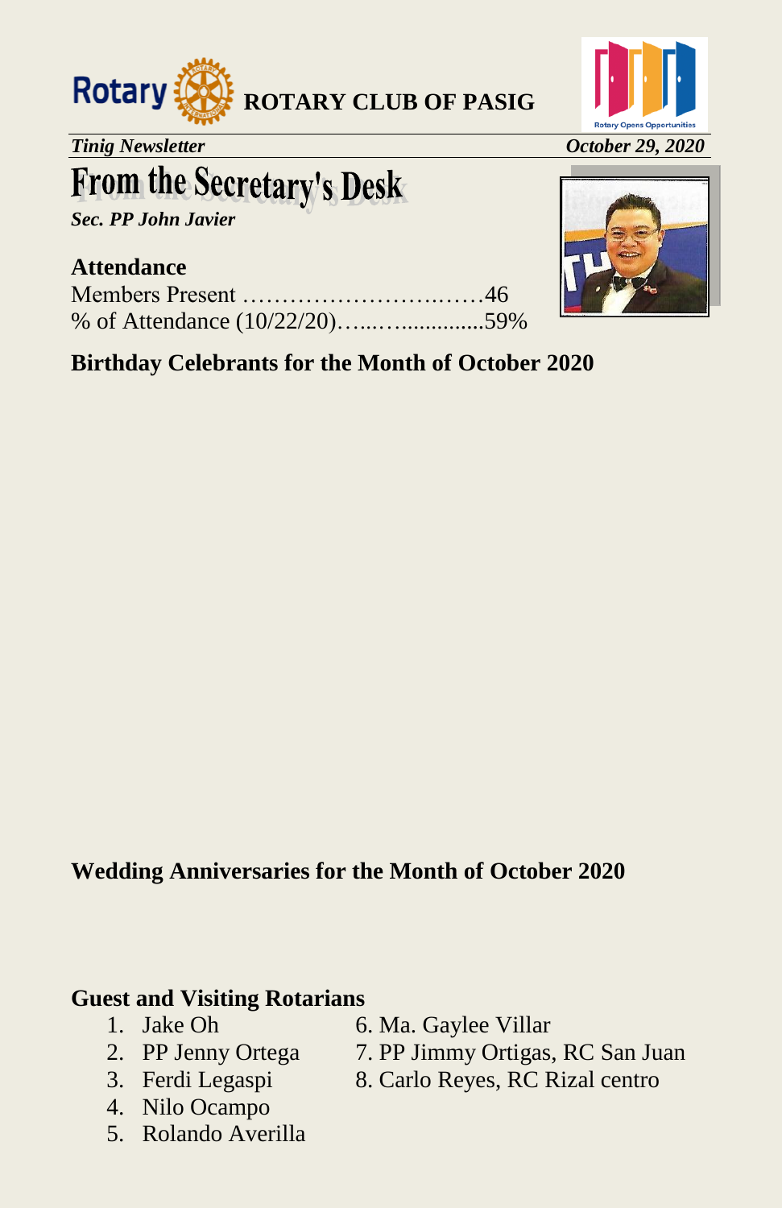# From the Secretary's Desk

***Sec. PP John Javier***

### Attendance

Members Present …………………………..……46
% of Attendance (10/22/20)…...…..............59%

### Birthday Celebrants for the Month of October 2020

### Wedding Anniversaries for the Month of October 2020

### Guest and Visiting Rotarians

1. Jake Oh
2. PP Jenny Ortega
3. Ferdi Legaspi
4. Nilo Ocampo
5. Rolando Averilla
6. Ma. Gaylee Villar
7. PP Jimmy Ortigas, RC San Juan
8. Carlo Reyes, RC Rizal centro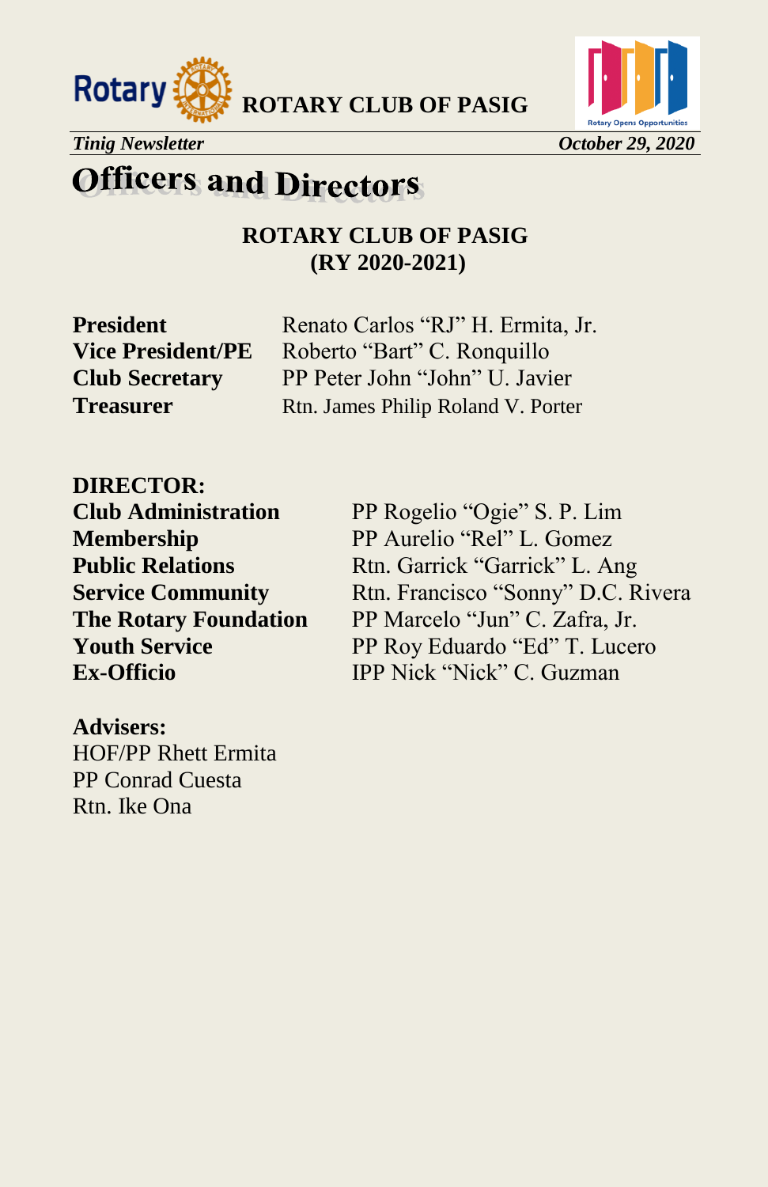# Officers and Directors

**ROTARY CLUB OF PASIG**
**(RY 2020-2021)**

| | |
|---|---|
| **President** | Renato Carlos "RJ" H. Ermita, Jr. |
| **Vice President/PE** | Roberto "Bart" C. Ronquillo |
| **Club Secretary** | PP Peter John "John" U. Javier |
| **Treasurer** | Rtn. James Philip Roland V. Porter |

**DIRECTOR:**

| | |
|---|---|
| **Club Administration** | PP Rogelio "Ogie" S. P. Lim |
| **Membership** | PP Aurelio "Rel" L. Gomez |
| **Public Relations** | Rtn. Garrick "Garrick" L. Ang |
| **Service Community** | Rtn. Francisco "Sonny" D.C. Rivera |
| **The Rotary Foundation** | PP Marcelo "Jun" C. Zafra, Jr. |
| **Youth Service** | PP Roy Eduardo "Ed" T. Lucero |
| **Ex-Officio** | IPP Nick "Nick" C. Guzman |

**Advisers:**

HOF/PP Rhett Ermita
PP Conrad Cuesta
Rtn. Ike Ona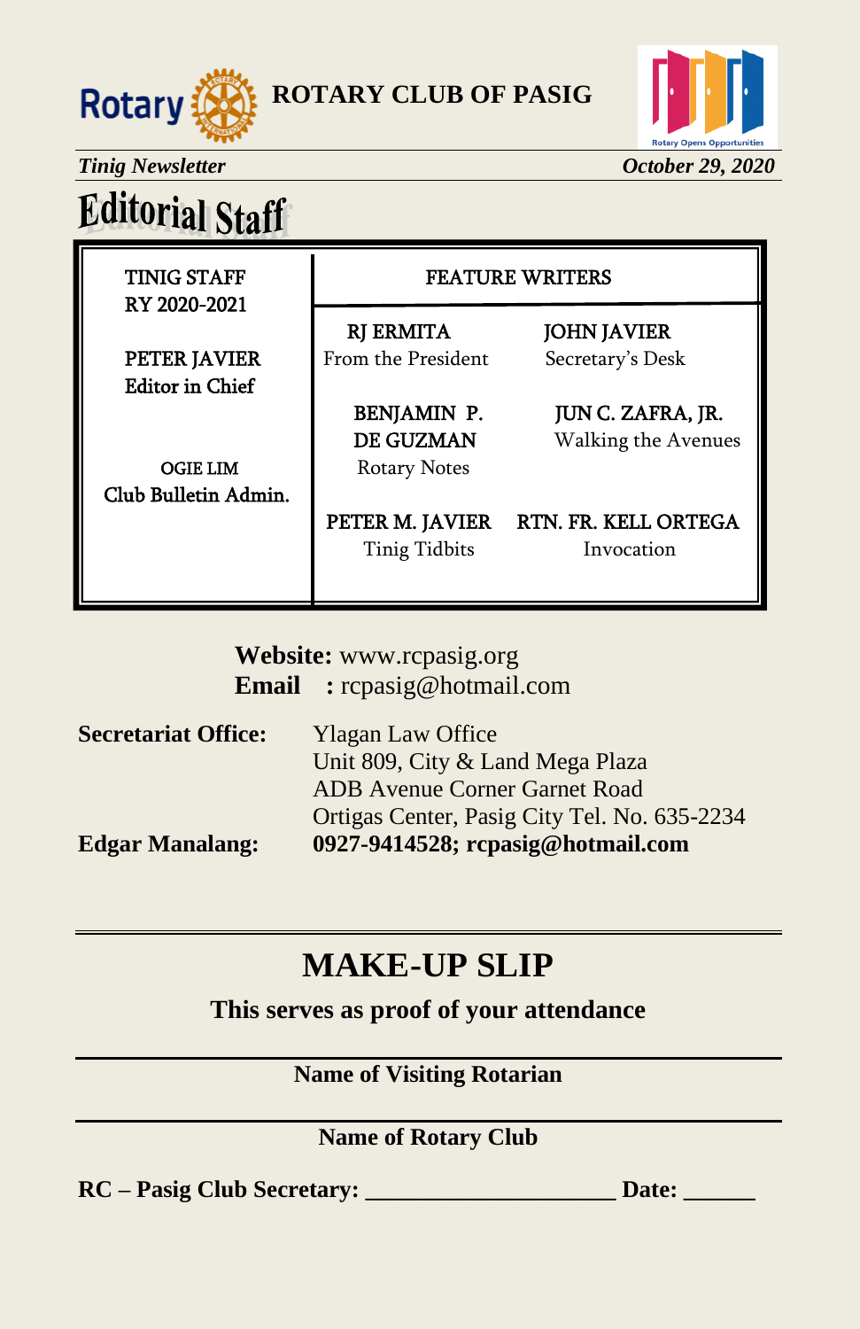**ROTARY CLUB OF PASIG**

*Tinig Newsletter* *October 29, 2020*

# Editorial Staff

| | FEATURE WRITERS | |
|---|---|---|
| TINIG STAFF<br>RY 2020-2021 | RJ ERMITA<br>From the President | JOHN JAVIER<br>Secretary's Desk |
| PETER JAVIER<br>Editor in Chief | BENJAMIN P. DE GUZMAN<br>Rotary Notes | JUN C. ZAFRA, JR.<br>Walking the Avenues |
| OGIE LIM<br>Club Bulletin Admin. | PETER M. JAVIER<br>Tinig Tidbits | RTN. FR. KELL ORTEGA<br>Invocation |

**Website:** www.rcpasig.org
**Email :** rcpasig@hotmail.com

**Secretariat Office:** Ylagan Law Office
Unit 809, City & Land Mega Plaza
ADB Avenue Corner Garnet Road
Ortigas Center, Pasig City Tel. No. 635-2234

**Edgar Manalang:** **0927-9414528; rcpasig@hotmail.com**

---

# MAKE-UP SLIP

**This serves as proof of your attendance**

---

**Name of Visiting Rotarian**

---

**Name of Rotary Club**

**RC – Pasig Club Secretary: ____________________ Date: ______**